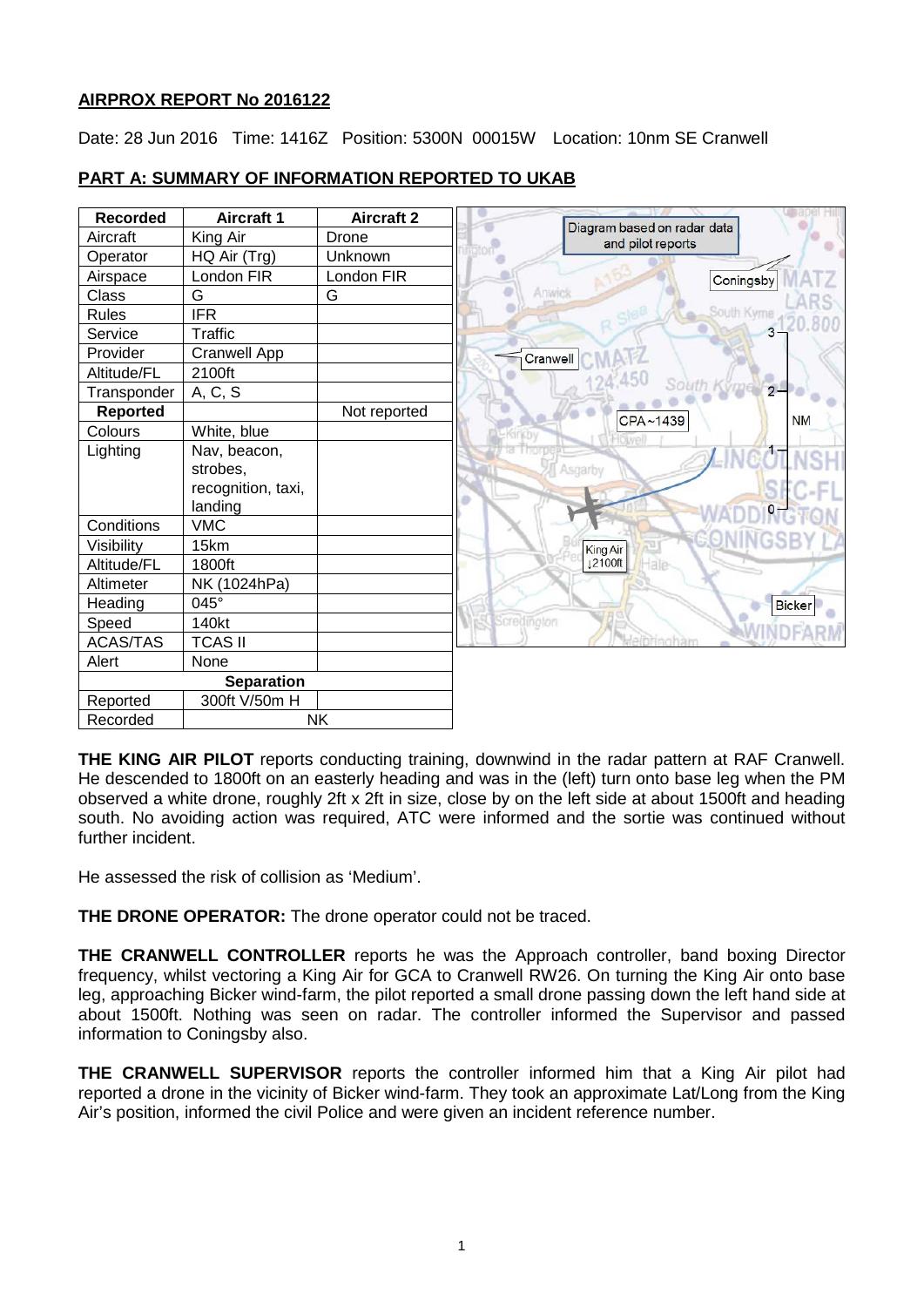**AIRPROX REPORT No 2016122**

Date: 28 Jun 2016 Time: 1416Z Position: 5300N 00015W Location: 10nm SE Cranwell

**PART A: SUMMARY OF INFORMATION REPORTED TO UKAB**

| Recorded | Aircraft 1 | Aircraft 2 |
|---|---|---|
| Aircraft | King Air | Drone |
| Operator | HQ Air (Trg) | Unknown |
| Airspace | London FIR | London FIR |
| Class | G | G |
| Rules | IFR | |
| Service | Traffic | |
| Provider | Cranwell App | |
| Altitude/FL | 2100ft | |
| Transponder | A, C, S | |
| **Reported** | | Not reported |
| Colours | White, blue | |
| Lighting | Nav, beacon, strobes, recognition, taxi, landing | |
| Conditions | VMC | |
| Visibility | 15km | |
| Altitude/FL | 1800ft | |
| Altimeter | NK (1024hPa) | |
| Heading | 045° | |
| Speed | 140kt | |
| ACAS/TAS | TCAS II | |
| Alert | None | |
| **Separation** | | |
| Reported | 300ft V/50m H | |
| Recorded | NK | |

Diagram based on radar data and pilot reports

**THE KING AIR PILOT** reports conducting training, downwind in the radar pattern at RAF Cranwell. He descended to 1800ft on an easterly heading and was in the (left) turn onto base leg when the PM observed a white drone, roughly 2ft x 2ft in size, close by on the left side at about 1500ft and heading south. No avoiding action was required, ATC were informed and the sortie was continued without further incident.

He assessed the risk of collision as 'Medium'.

**THE DRONE OPERATOR:** The drone operator could not be traced.

**THE CRANWELL CONTROLLER** reports he was the Approach controller, band boxing Director frequency, whilst vectoring a King Air for GCA to Cranwell RW26. On turning the King Air onto base leg, approaching Bicker wind-farm, the pilot reported a small drone passing down the left hand side at about 1500ft. Nothing was seen on radar. The controller informed the Supervisor and passed information to Coningsby also.

**THE CRANWELL SUPERVISOR** reports the controller informed him that a King Air pilot had reported a drone in the vicinity of Bicker wind-farm. They took an approximate Lat/Long from the King Air's position, informed the civil Police and were given an incident reference number.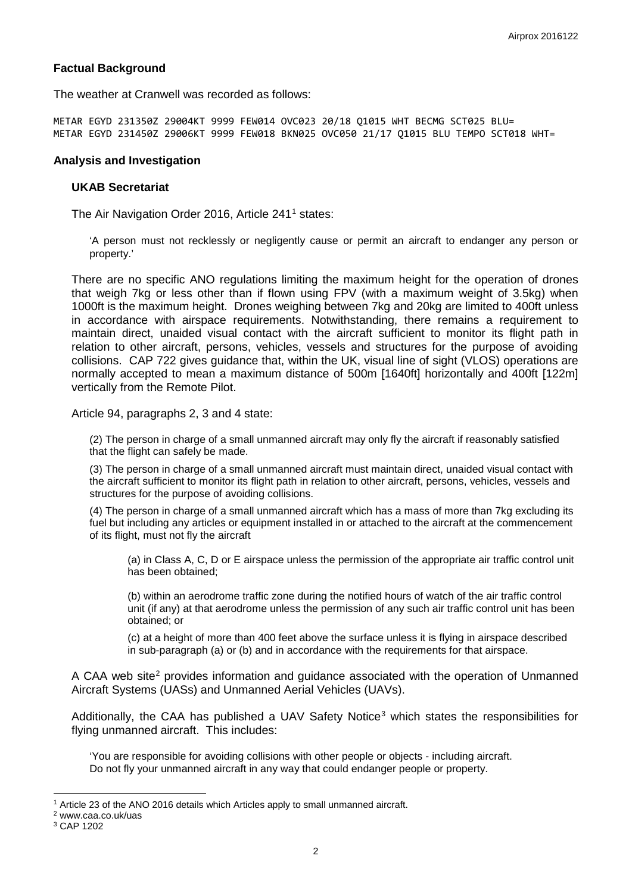## Factual Background

The weather at Cranwell was recorded as follows:

```
METAR EGYD 231350Z 29004KT 9999 FEW014 OVC023 20/18 Q1015 WHT BECMG SCT025 BLU=
METAR EGYD 231450Z 29006KT 9999 FEW018 BKN025 OVC050 21/17 Q1015 BLU TEMPO SCT018 WHT=
```

## Analysis and Investigation

### UKAB Secretariat

The Air Navigation Order 2016, Article 241[1] states:

> 'A person must not recklessly or negligently cause or permit an aircraft to endanger any person or property.'

There are no specific ANO regulations limiting the maximum height for the operation of drones that weigh 7kg or less other than if flown using FPV (with a maximum weight of 3.5kg) when 1000ft is the maximum height. Drones weighing between 7kg and 20kg are limited to 400ft unless in accordance with airspace requirements. Notwithstanding, there remains a requirement to maintain direct, unaided visual contact with the aircraft sufficient to monitor its flight path in relation to other aircraft, persons, vehicles, vessels and structures for the purpose of avoiding collisions. CAP 722 gives guidance that, within the UK, visual line of sight (VLOS) operations are normally accepted to mean a maximum distance of 500m [1640ft] horizontally and 400ft [122m] vertically from the Remote Pilot.

Article 94, paragraphs 2, 3 and 4 state:

> (2) The person in charge of a small unmanned aircraft may only fly the aircraft if reasonably satisfied that the flight can safely be made.
>
> (3) The person in charge of a small unmanned aircraft must maintain direct, unaided visual contact with the aircraft sufficient to monitor its flight path in relation to other aircraft, persons, vehicles, vessels and structures for the purpose of avoiding collisions.
>
> (4) The person in charge of a small unmanned aircraft which has a mass of more than 7kg excluding its fuel but including any articles or equipment installed in or attached to the aircraft at the commencement of its flight, must not fly the aircraft
>
> > (a) in Class A, C, D or E airspace unless the permission of the appropriate air traffic control unit has been obtained;
> >
> > (b) within an aerodrome traffic zone during the notified hours of watch of the air traffic control unit (if any) at that aerodrome unless the permission of any such air traffic control unit has been obtained; or
> >
> > (c) at a height of more than 400 feet above the surface unless it is flying in airspace described in sub-paragraph (a) or (b) and in accordance with the requirements for that airspace.

A CAA web site[2] provides information and guidance associated with the operation of Unmanned Aircraft Systems (UASs) and Unmanned Aerial Vehicles (UAVs).

Additionally, the CAA has published a UAV Safety Notice[3] which states the responsibilities for flying unmanned aircraft. This includes:

> 'You are responsible for avoiding collisions with other people or objects - including aircraft.
> Do not fly your unmanned aircraft in any way that could endanger people or property.

---

[1] Article 23 of the ANO 2016 details which Articles apply to small unmanned aircraft.

[2] www.caa.co.uk/uas

[3] CAP 1202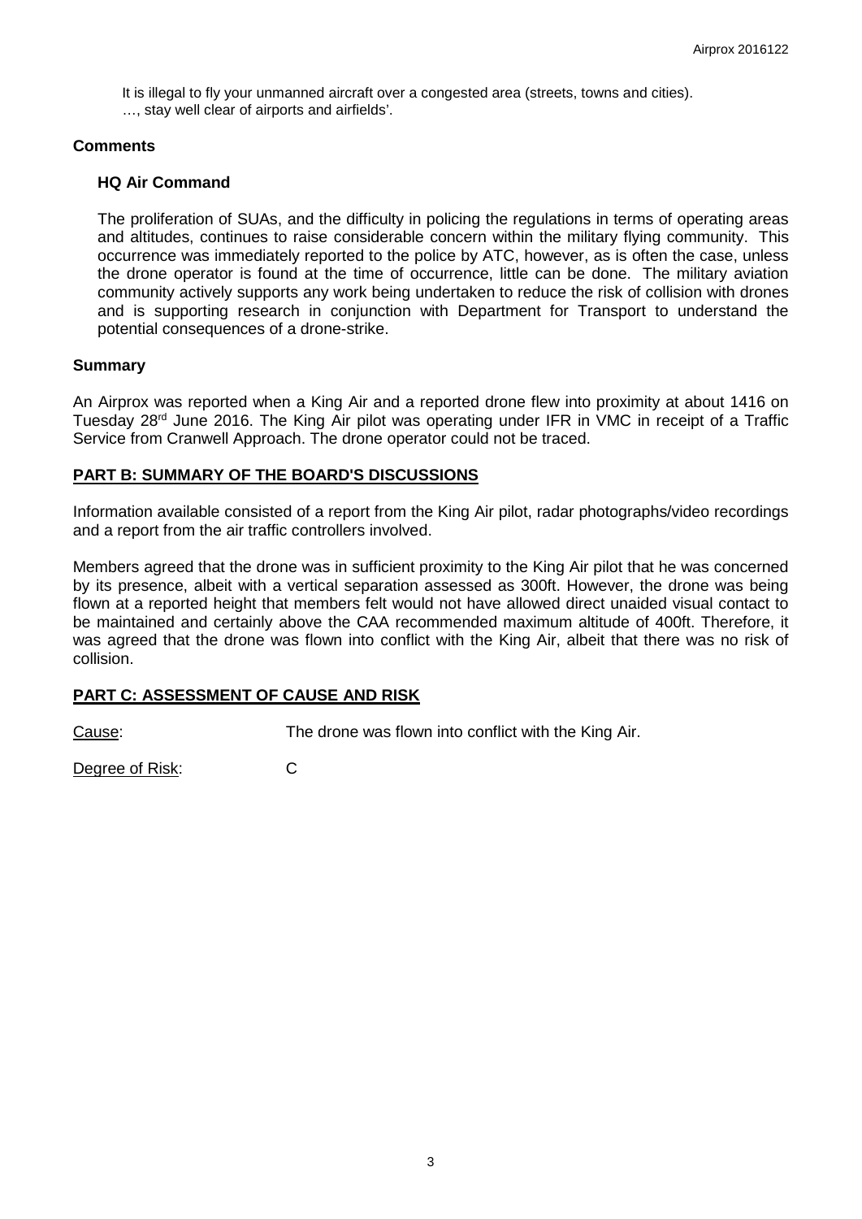It is illegal to fly your unmanned aircraft over a congested area (streets, towns and cities).
…, stay well clear of airports and airfields'.

### Comments

#### HQ Air Command

The proliferation of SUAs, and the difficulty in policing the regulations in terms of operating areas and altitudes, continues to raise considerable concern within the military flying community. This occurrence was immediately reported to the police by ATC, however, as is often the case, unless the drone operator is found at the time of occurrence, little can be done. The military aviation community actively supports any work being undertaken to reduce the risk of collision with drones and is supporting research in conjunction with Department for Transport to understand the potential consequences of a drone-strike.

### Summary

An Airprox was reported when a King Air and a reported drone flew into proximity at about 1416 on Tuesday 28th June 2016. The King Air pilot was operating under IFR in VMC in receipt of a Traffic Service from Cranwell Approach. The drone operator could not be traced.

## PART B: SUMMARY OF THE BOARD'S DISCUSSIONS

Information available consisted of a report from the King Air pilot, radar photographs/video recordings and a report from the air traffic controllers involved.

Members agreed that the drone was in sufficient proximity to the King Air pilot that he was concerned by its presence, albeit with a vertical separation assessed as 300ft. However, the drone was being flown at a reported height that members felt would not have allowed direct unaided visual contact to be maintained and certainly above the CAA recommended maximum altitude of 400ft. Therefore, it was agreed that the drone was flown into conflict with the King Air, albeit that there was no risk of collision.

## PART C: ASSESSMENT OF CAUSE AND RISK

Cause: The drone was flown into conflict with the King Air.

Degree of Risk: C